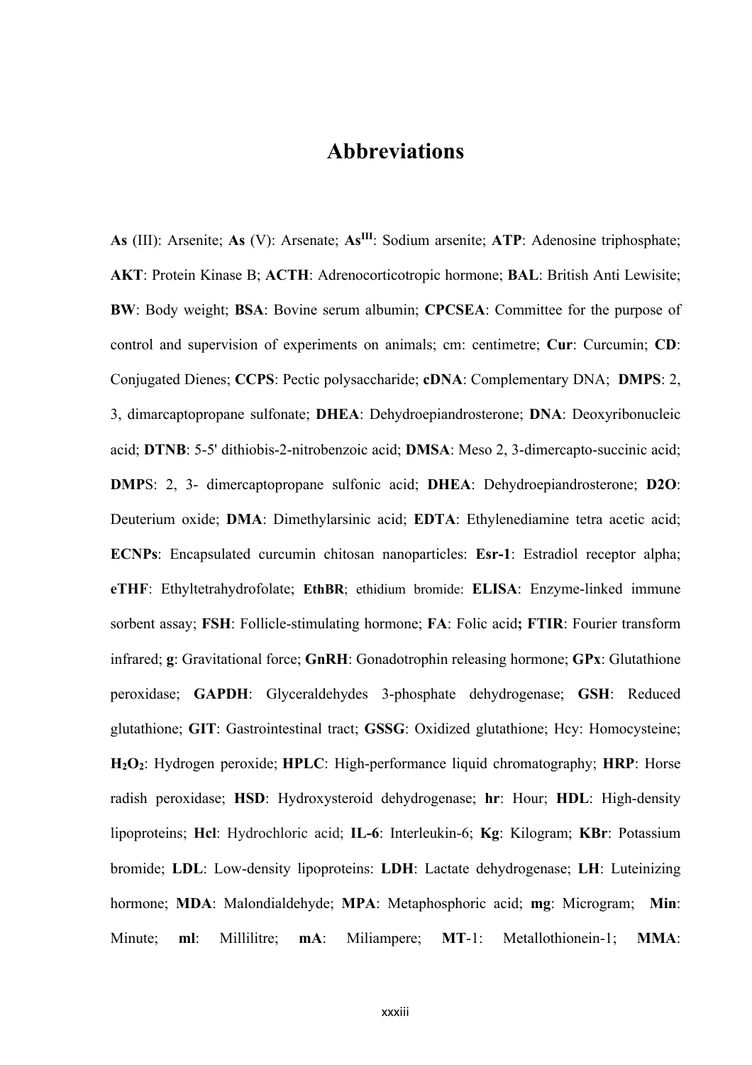# Abbreviations

**As** (III): Arsenite; **As** (V): Arsenate; **As**$^{III}$: Sodium arsenite; **ATP**: Adenosine triphosphate; **AKT**: Protein Kinase B; **ACTH**: Adrenocorticotropic hormone; **BAL**: British Anti Lewisite; **BW**: Body weight; **BSA**: Bovine serum albumin; **CPCSEA**: Committee for the purpose of control and supervision of experiments on animals; cm: centimetre; **Cur**: Curcumin; **CD**: Conjugated Dienes; **CCPS**: Pectic polysaccharide; **cDNA**: Complementary DNA; **DMPS**: 2, 3, dimarcaptopropane sulfonate; **DHEA**: Dehydroepiandrosterone; **DNA**: Deoxyribonucleic acid; **DTNB**: 5-5' dithiobis-2-nitrobenzoic acid; **DMSA**: Meso 2, 3-dimercapto-succinic acid; **DMP**S: 2, 3- dimercaptopropane sulfonic acid; **DHEA**: Dehydroepiandrosterone; **D2O**: Deuterium oxide; **DMA**: Dimethylarsinic acid; **EDTA**: Ethylenediamine tetra acetic acid; **ECNPs**: Encapsulated curcumin chitosan nanoparticles: **Esr-1**: Estradiol receptor alpha; **eTHF**: Ethyltetrahydrofolate; **EthBR**; ethidium bromide: **ELISA**: Enzyme-linked immune sorbent assay; **FSH**: Follicle-stimulating hormone; **FA**: Folic acid**; FTIR**: Fourier transform infrared; **g**: Gravitational force; **GnRH**: Gonadotrophin releasing hormone; **GPx**: Glutathione peroxidase; **GAPDH**: Glyceraldehydes 3-phosphate dehydrogenase; **GSH**: Reduced glutathione; **GIT**: Gastrointestinal tract; **GSSG**: Oxidized glutathione; Hcy: Homocysteine; **$H_2O_2$**: Hydrogen peroxide; **HPLC**: High-performance liquid chromatography; **HRP**: Horse radish peroxidase; **HSD**: Hydroxysteroid dehydrogenase; **hr**: Hour; **HDL**: High-density lipoproteins; **Hcl**: Hydrochloric acid; **IL-6**: Interleukin-6; **Kg**: Kilogram; **KBr**: Potassium bromide; **LDL**: Low-density lipoproteins: **LDH**: Lactate dehydrogenase; **LH**: Luteinizing hormone; **MDA**: Malondialdehyde; **MPA**: Metaphosphoric acid; **mg**: Microgram; **Min**: Minute; **ml**: Millilitre; **mA**: Miliampere; **MT**-1: Metallothionein-1; **MMA**: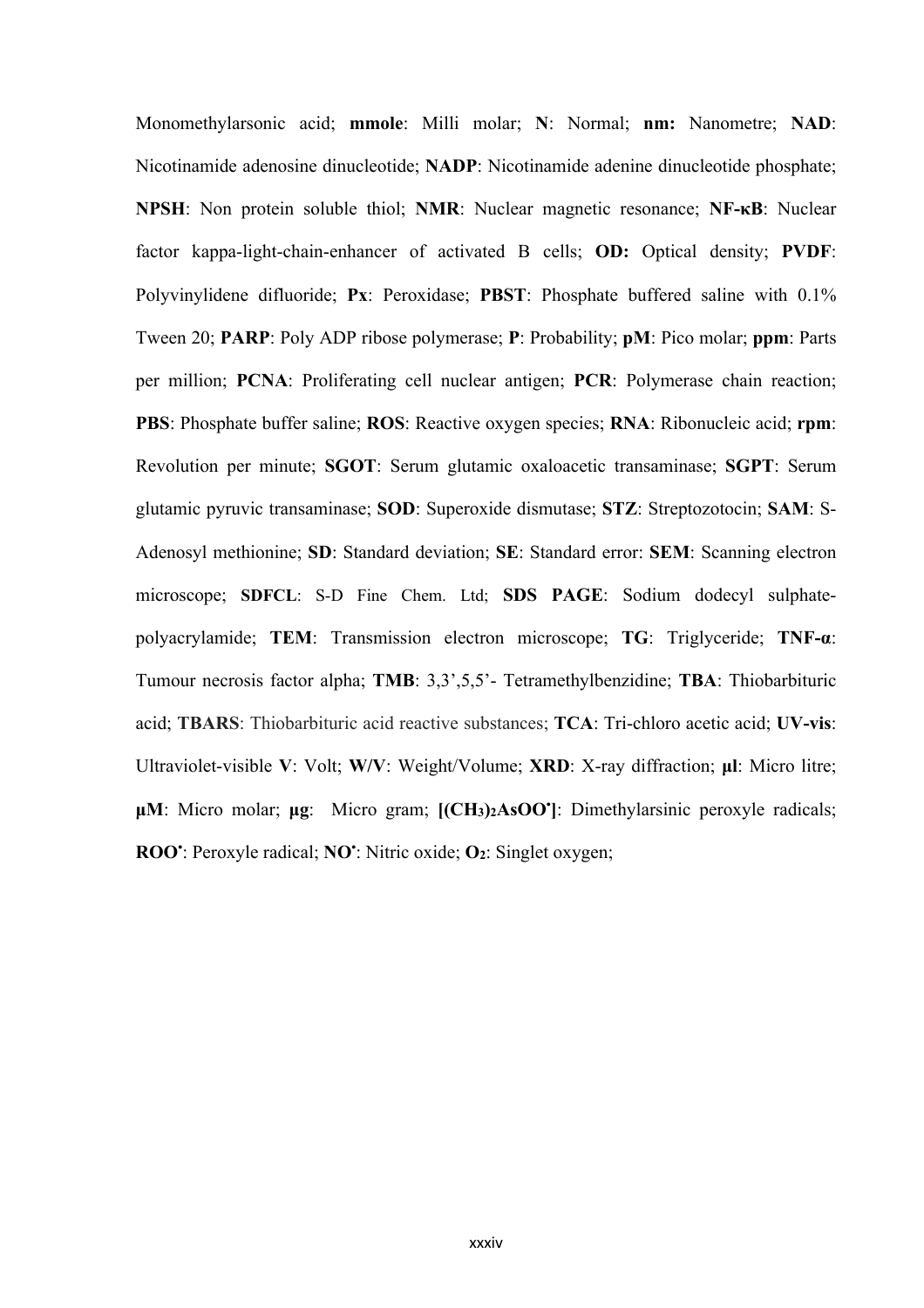Monomethylarsonic acid; **mmole**: Milli molar; **N**: Normal; **nm:** Nanometre; **NAD**: Nicotinamide adenosine dinucleotide; **NADP**: Nicotinamide adenine dinucleotide phosphate; **NPSH**: Non protein soluble thiol; **NMR**: Nuclear magnetic resonance; **NF-κB**: Nuclear factor kappa-light-chain-enhancer of activated B cells; **OD:** Optical density; **PVDF**: Polyvinylidene difluoride; **Px**: Peroxidase; **PBST**: Phosphate buffered saline with 0.1% Tween 20; **PARP**: Poly ADP ribose polymerase; **P**: Probability; **pM**: Pico molar; **ppm**: Parts per million; **PCNA**: Proliferating cell nuclear antigen; **PCR**: Polymerase chain reaction; **PBS**: Phosphate buffer saline; **ROS**: Reactive oxygen species; **RNA**: Ribonucleic acid; **rpm**: Revolution per minute; **SGOT**: Serum glutamic oxaloacetic transaminase; **SGPT**: Serum glutamic pyruvic transaminase; **SOD**: Superoxide dismutase; **STZ**: Streptozotocin; **SAM**: S-Adenosyl methionine; **SD**: Standard deviation; **SE**: Standard error: **SEM**: Scanning electron microscope; **SDFCL**: S-D Fine Chem. Ltd; **SDS PAGE**: Sodium dodecyl sulphate-polyacrylamide; **TEM**: Transmission electron microscope; **TG**: Triglyceride; **TNF-α**: Tumour necrosis factor alpha; **TMB**: 3,3',5,5'- Tetramethylbenzidine; **TBA**: Thiobarbituric acid; **TBARS**: Thiobarbituric acid reactive substances; **TCA**: Tri-chloro acetic acid; **UV-vis**: Ultraviolet-visible **V**: Volt; **W/V**: Weight/Volume; **XRD**: X-ray diffraction; **µl**: Micro litre; **µM**: Micro molar; **µg**: Micro gram; **[$(CH_3)_2AsOO^{\bullet}$]**: Dimethylarsinic peroxyle radicals; **$ROO^{\bullet}$**: Peroxyle radical; **$NO^{\bullet}$**: Nitric oxide; **$O_2$**: Singlet oxygen;